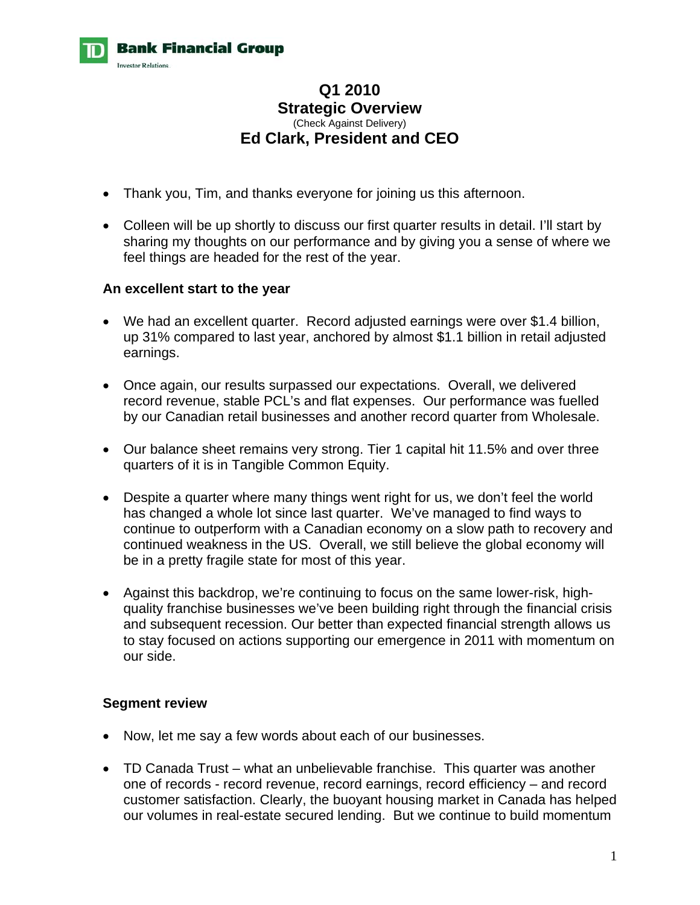# Q1 2010
# Strategic Overview
(Check Against Delivery)
## Ed Clark, President and CEO

- Thank you, Tim, and thanks everyone for joining us this afternoon.
- Colleen will be up shortly to discuss our first quarter results in detail. I'll start by sharing my thoughts on our performance and by giving you a sense of where we feel things are headed for the rest of the year.

### An excellent start to the year

- We had an excellent quarter. Record adjusted earnings were over $1.4 billion, up 31% compared to last year, anchored by almost $1.1 billion in retail adjusted earnings.
- Once again, our results surpassed our expectations. Overall, we delivered record revenue, stable PCL's and flat expenses. Our performance was fuelled by our Canadian retail businesses and another record quarter from Wholesale.
- Our balance sheet remains very strong. Tier 1 capital hit 11.5% and over three quarters of it is in Tangible Common Equity.
- Despite a quarter where many things went right for us, we don't feel the world has changed a whole lot since last quarter. We've managed to find ways to continue to outperform with a Canadian economy on a slow path to recovery and continued weakness in the US. Overall, we still believe the global economy will be in a pretty fragile state for most of this year.
- Against this backdrop, we're continuing to focus on the same lower-risk, high-quality franchise businesses we've been building right through the financial crisis and subsequent recession. Our better than expected financial strength allows us to stay focused on actions supporting our emergence in 2011 with momentum on our side.

### Segment review

- Now, let me say a few words about each of our businesses.
- TD Canada Trust – what an unbelievable franchise. This quarter was another one of records - record revenue, record earnings, record efficiency – and record customer satisfaction. Clearly, the buoyant housing market in Canada has helped our volumes in real-estate secured lending. But we continue to build momentum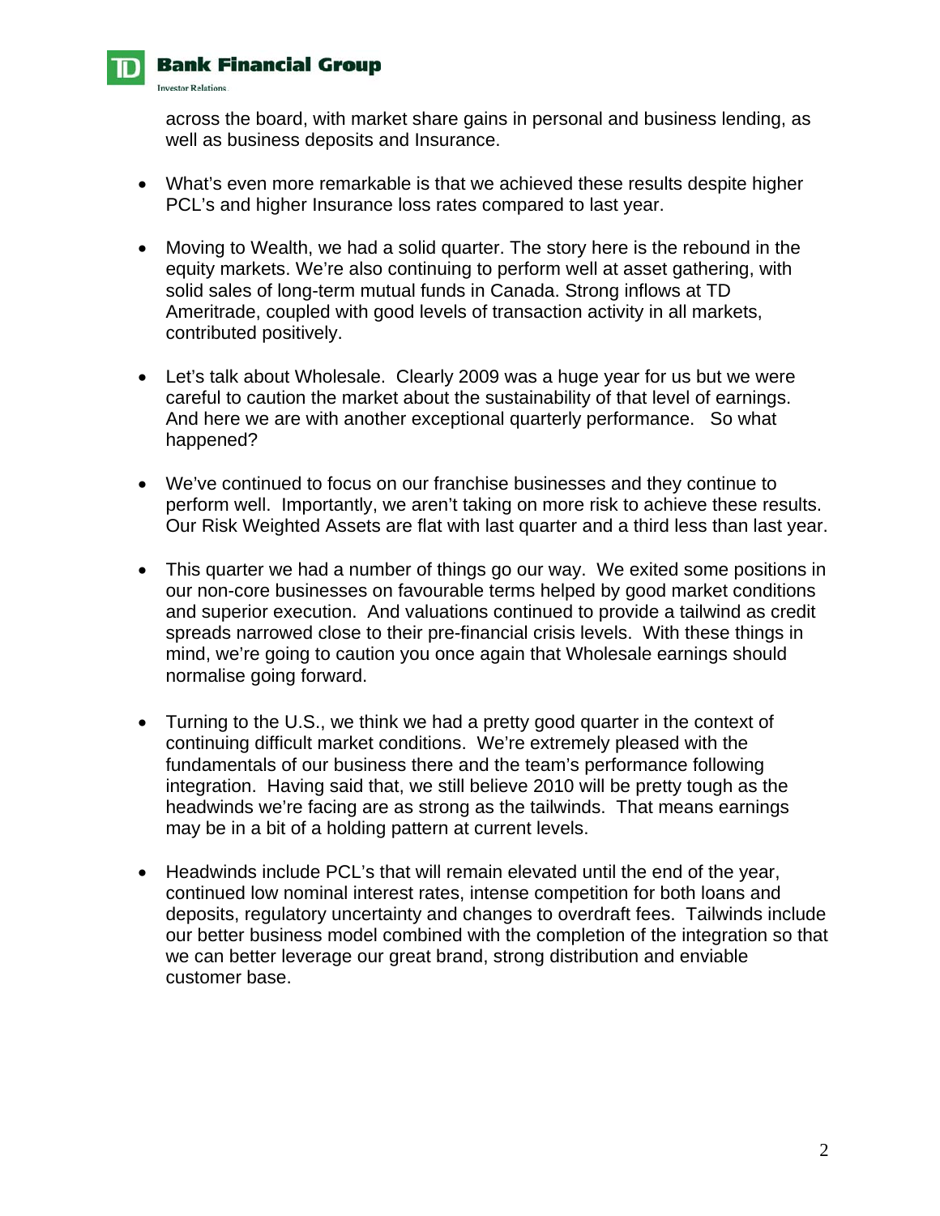across the board, with market share gains in personal and business lending, as well as business deposits and Insurance.

- What's even more remarkable is that we achieved these results despite higher PCL's and higher Insurance loss rates compared to last year.

- Moving to Wealth, we had a solid quarter. The story here is the rebound in the equity markets. We're also continuing to perform well at asset gathering, with solid sales of long-term mutual funds in Canada. Strong inflows at TD Ameritrade, coupled with good levels of transaction activity in all markets, contributed positively.

- Let's talk about Wholesale. Clearly 2009 was a huge year for us but we were careful to caution the market about the sustainability of that level of earnings. And here we are with another exceptional quarterly performance. So what happened?

- We've continued to focus on our franchise businesses and they continue to perform well. Importantly, we aren't taking on more risk to achieve these results. Our Risk Weighted Assets are flat with last quarter and a third less than last year.

- This quarter we had a number of things go our way. We exited some positions in our non-core businesses on favourable terms helped by good market conditions and superior execution. And valuations continued to provide a tailwind as credit spreads narrowed close to their pre-financial crisis levels. With these things in mind, we're going to caution you once again that Wholesale earnings should normalise going forward.

- Turning to the U.S., we think we had a pretty good quarter in the context of continuing difficult market conditions. We're extremely pleased with the fundamentals of our business there and the team's performance following integration. Having said that, we still believe 2010 will be pretty tough as the headwinds we're facing are as strong as the tailwinds. That means earnings may be in a bit of a holding pattern at current levels.

- Headwinds include PCL's that will remain elevated until the end of the year, continued low nominal interest rates, intense competition for both loans and deposits, regulatory uncertainty and changes to overdraft fees. Tailwinds include our better business model combined with the completion of the integration so that we can better leverage our great brand, strong distribution and enviable customer base.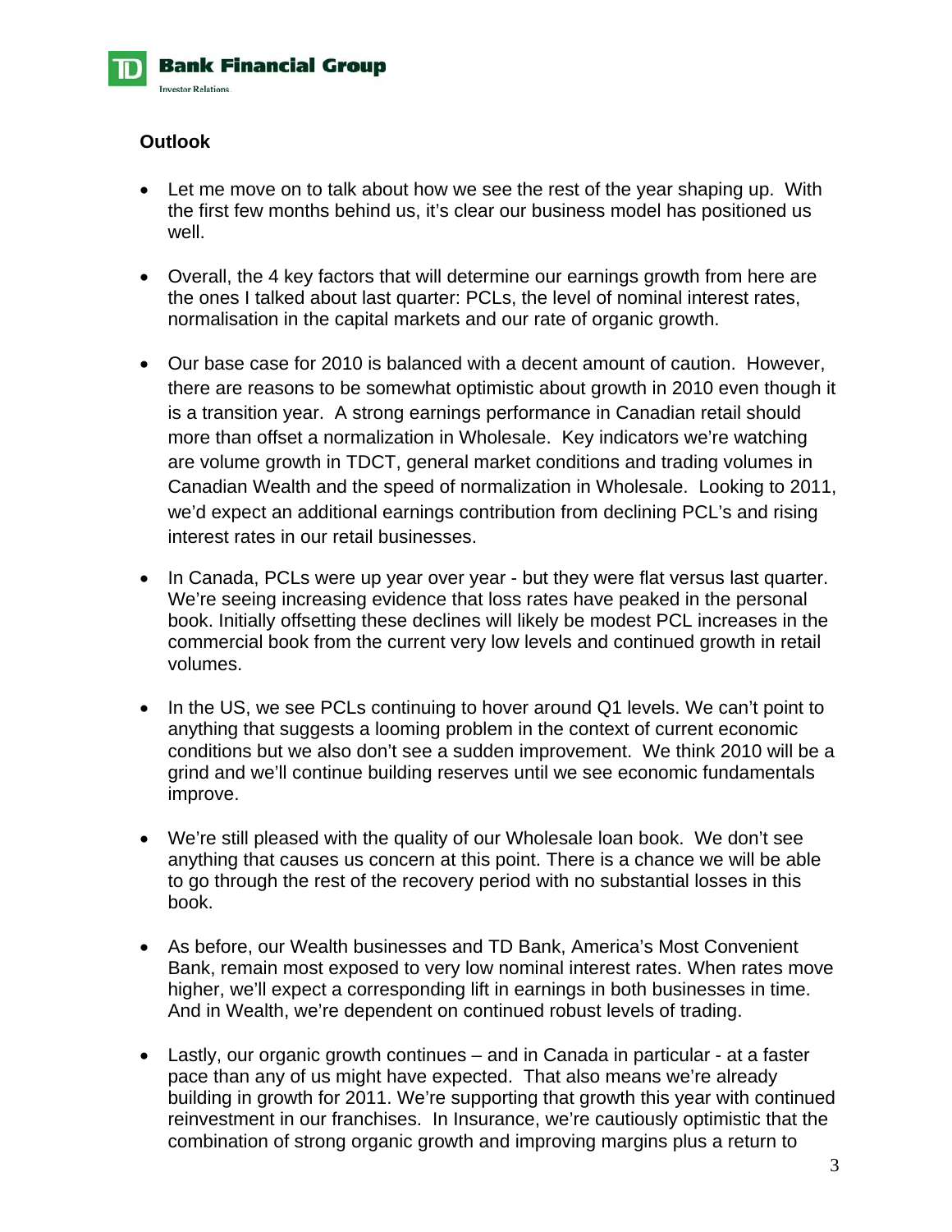## Outlook

- Let me move on to talk about how we see the rest of the year shaping up. With the first few months behind us, it's clear our business model has positioned us well.
- Overall, the 4 key factors that will determine our earnings growth from here are the ones I talked about last quarter: PCLs, the level of nominal interest rates, normalisation in the capital markets and our rate of organic growth.
- Our base case for 2010 is balanced with a decent amount of caution. However, there are reasons to be somewhat optimistic about growth in 2010 even though it is a transition year. A strong earnings performance in Canadian retail should more than offset a normalization in Wholesale. Key indicators we're watching are volume growth in TDCT, general market conditions and trading volumes in Canadian Wealth and the speed of normalization in Wholesale. Looking to 2011, we'd expect an additional earnings contribution from declining PCL's and rising interest rates in our retail businesses.
- In Canada, PCLs were up year over year - but they were flat versus last quarter. We're seeing increasing evidence that loss rates have peaked in the personal book. Initially offsetting these declines will likely be modest PCL increases in the commercial book from the current very low levels and continued growth in retail volumes.
- In the US, we see PCLs continuing to hover around Q1 levels. We can't point to anything that suggests a looming problem in the context of current economic conditions but we also don't see a sudden improvement. We think 2010 will be a grind and we'll continue building reserves until we see economic fundamentals improve.
- We're still pleased with the quality of our Wholesale loan book. We don't see anything that causes us concern at this point. There is a chance we will be able to go through the rest of the recovery period with no substantial losses in this book.
- As before, our Wealth businesses and TD Bank, America's Most Convenient Bank, remain most exposed to very low nominal interest rates. When rates move higher, we'll expect a corresponding lift in earnings in both businesses in time. And in Wealth, we're dependent on continued robust levels of trading.
- Lastly, our organic growth continues – and in Canada in particular - at a faster pace than any of us might have expected. That also means we're already building in growth for 2011. We're supporting that growth this year with continued reinvestment in our franchises. In Insurance, we're cautiously optimistic that the combination of strong organic growth and improving margins plus a return to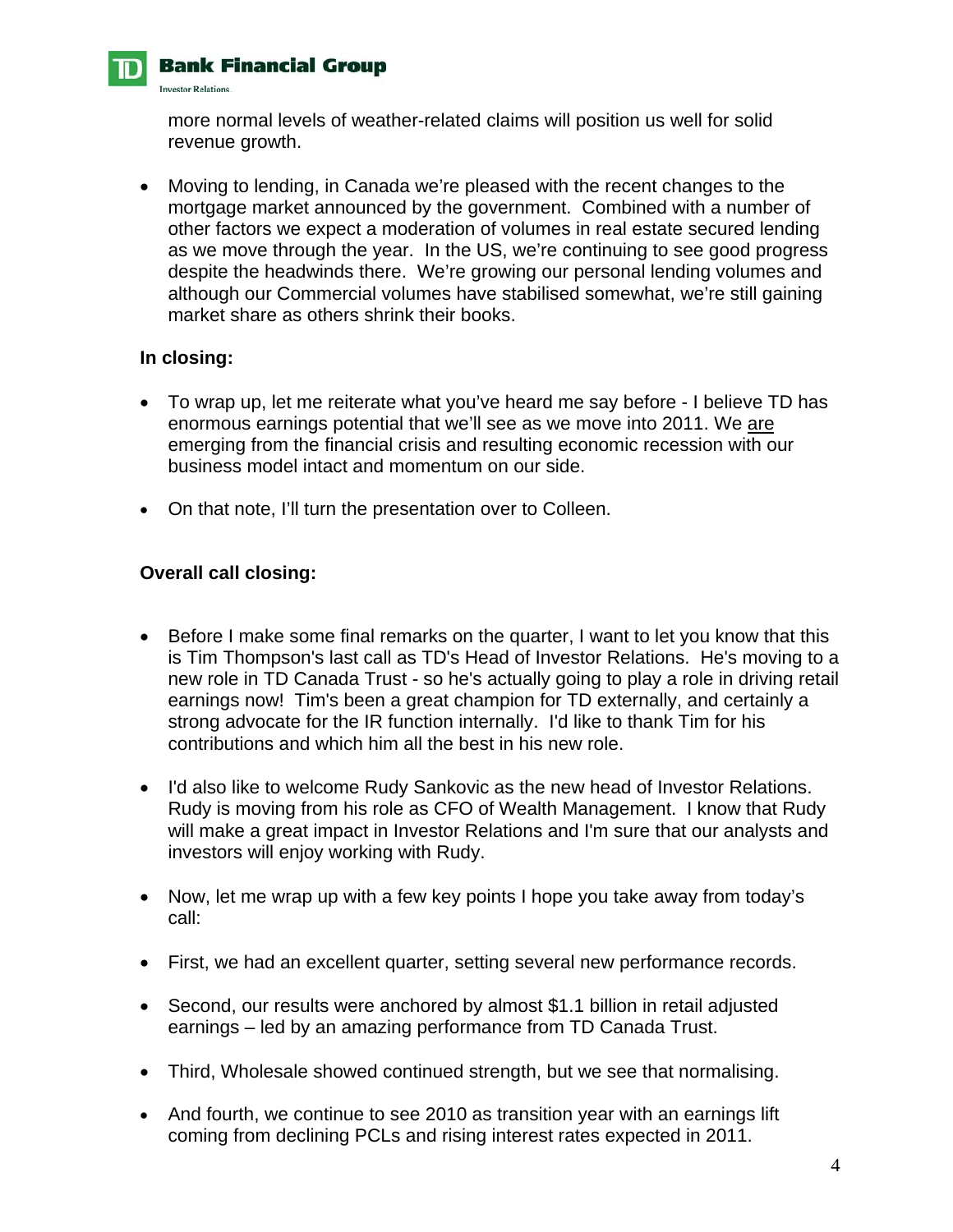more normal levels of weather-related claims will position us well for solid revenue growth.

- Moving to lending, in Canada we're pleased with the recent changes to the mortgage market announced by the government. Combined with a number of other factors we expect a moderation of volumes in real estate secured lending as we move through the year. In the US, we're continuing to see good progress despite the headwinds there. We're growing our personal lending volumes and although our Commercial volumes have stabilised somewhat, we're still gaining market share as others shrink their books.

**In closing:**

- To wrap up, let me reiterate what you've heard me say before - I believe TD has enormous earnings potential that we'll see as we move into 2011. We <u>are</u> emerging from the financial crisis and resulting economic recession with our business model intact and momentum on our side.
- On that note, I'll turn the presentation over to Colleen.

**Overall call closing:**

- Before I make some final remarks on the quarter, I want to let you know that this is Tim Thompson's last call as TD's Head of Investor Relations. He's moving to a new role in TD Canada Trust - so he's actually going to play a role in driving retail earnings now! Tim's been a great champion for TD externally, and certainly a strong advocate for the IR function internally. I'd like to thank Tim for his contributions and which him all the best in his new role.
- I'd also like to welcome Rudy Sankovic as the new head of Investor Relations. Rudy is moving from his role as CFO of Wealth Management. I know that Rudy will make a great impact in Investor Relations and I'm sure that our analysts and investors will enjoy working with Rudy.
- Now, let me wrap up with a few key points I hope you take away from today's call:
- First, we had an excellent quarter, setting several new performance records.
- Second, our results were anchored by almost $1.1 billion in retail adjusted earnings – led by an amazing performance from TD Canada Trust.
- Third, Wholesale showed continued strength, but we see that normalising.
- And fourth, we continue to see 2010 as transition year with an earnings lift coming from declining PCLs and rising interest rates expected in 2011.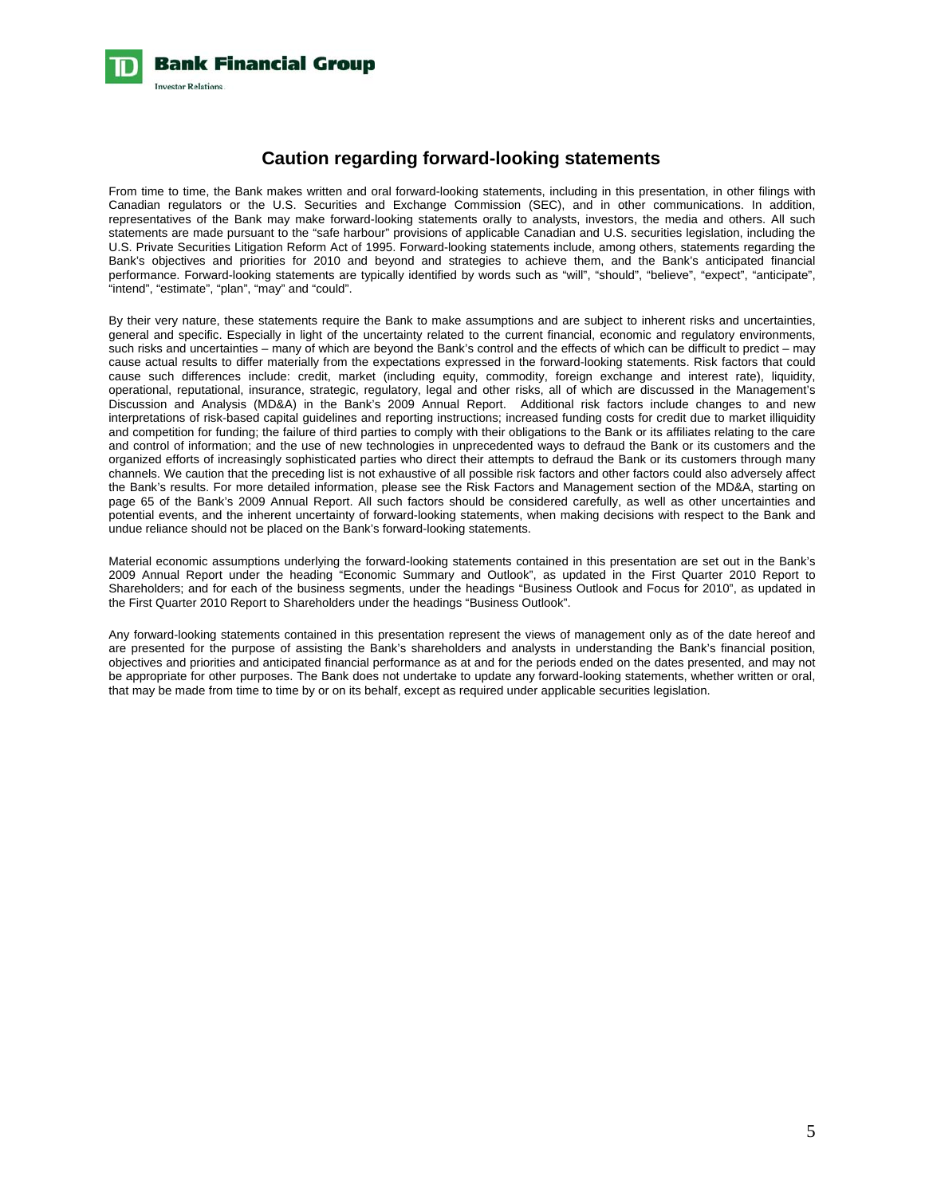# Caution regarding forward-looking statements

From time to time, the Bank makes written and oral forward-looking statements, including in this presentation, in other filings with Canadian regulators or the U.S. Securities and Exchange Commission (SEC), and in other communications. In addition, representatives of the Bank may make forward-looking statements orally to analysts, investors, the media and others. All such statements are made pursuant to the "safe harbour" provisions of applicable Canadian and U.S. securities legislation, including the U.S. Private Securities Litigation Reform Act of 1995. Forward-looking statements include, among others, statements regarding the Bank's objectives and priorities for 2010 and beyond and strategies to achieve them, and the Bank's anticipated financial performance. Forward-looking statements are typically identified by words such as "will", "should", "believe", "expect", "anticipate", "intend", "estimate", "plan", "may" and "could".

By their very nature, these statements require the Bank to make assumptions and are subject to inherent risks and uncertainties, general and specific. Especially in light of the uncertainty related to the current financial, economic and regulatory environments, such risks and uncertainties – many of which are beyond the Bank's control and the effects of which can be difficult to predict – may cause actual results to differ materially from the expectations expressed in the forward-looking statements. Risk factors that could cause such differences include: credit, market (including equity, commodity, foreign exchange and interest rate), liquidity, operational, reputational, insurance, strategic, regulatory, legal and other risks, all of which are discussed in the Management's Discussion and Analysis (MD&A) in the Bank's 2009 Annual Report. Additional risk factors include changes to and new interpretations of risk-based capital guidelines and reporting instructions; increased funding costs for credit due to market illiquidity and competition for funding; the failure of third parties to comply with their obligations to the Bank or its affiliates relating to the care and control of information; and the use of new technologies in unprecedented ways to defraud the Bank or its customers and the organized efforts of increasingly sophisticated parties who direct their attempts to defraud the Bank or its customers through many channels. We caution that the preceding list is not exhaustive of all possible risk factors and other factors could also adversely affect the Bank's results. For more detailed information, please see the Risk Factors and Management section of the MD&A, starting on page 65 of the Bank's 2009 Annual Report. All such factors should be considered carefully, as well as other uncertainties and potential events, and the inherent uncertainty of forward-looking statements, when making decisions with respect to the Bank and undue reliance should not be placed on the Bank's forward-looking statements.

Material economic assumptions underlying the forward-looking statements contained in this presentation are set out in the Bank's 2009 Annual Report under the heading "Economic Summary and Outlook", as updated in the First Quarter 2010 Report to Shareholders; and for each of the business segments, under the headings "Business Outlook and Focus for 2010", as updated in the First Quarter 2010 Report to Shareholders under the headings "Business Outlook".

Any forward-looking statements contained in this presentation represent the views of management only as of the date hereof and are presented for the purpose of assisting the Bank's shareholders and analysts in understanding the Bank's financial position, objectives and priorities and anticipated financial performance as at and for the periods ended on the dates presented, and may not be appropriate for other purposes. The Bank does not undertake to update any forward-looking statements, whether written or oral, that may be made from time to time by or on its behalf, except as required under applicable securities legislation.